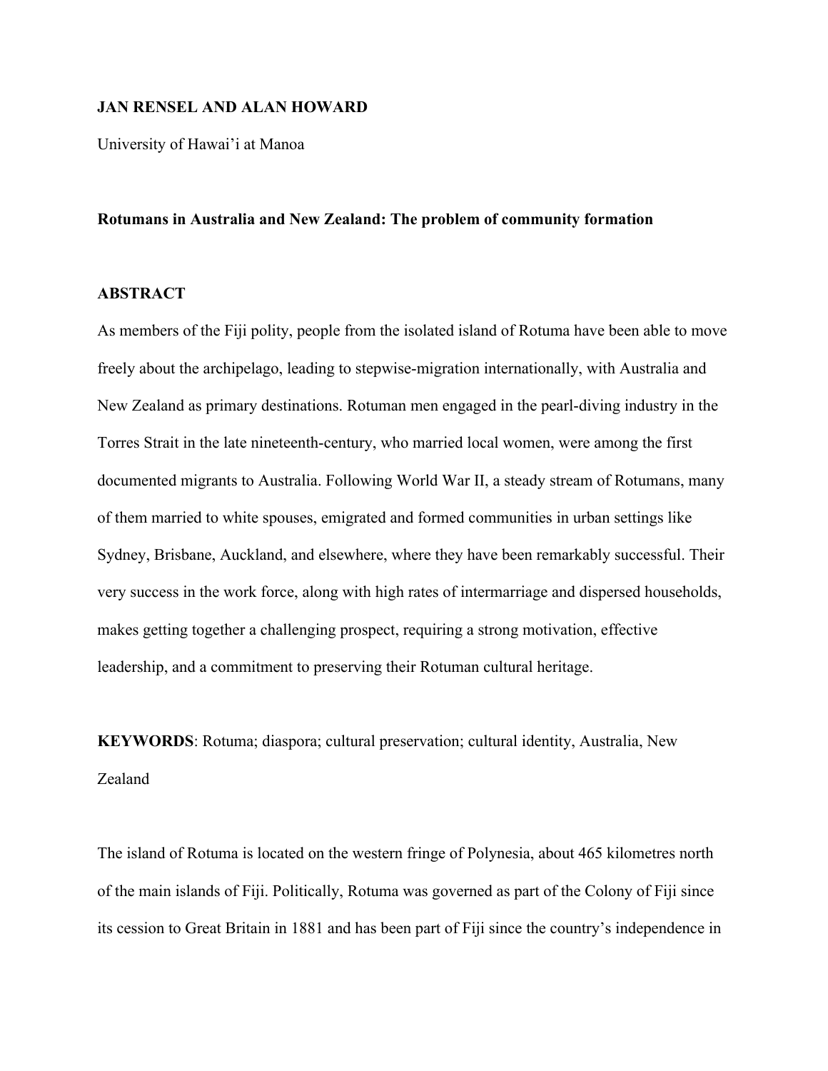**JAN RENSEL AND ALAN HOWARD**

University of Hawai'i at Manoa

# Rotumans in Australia and New Zealand: The problem of community formation

## ABSTRACT

As members of the Fiji polity, people from the isolated island of Rotuma have been able to move freely about the archipelago, leading to stepwise-migration internationally, with Australia and New Zealand as primary destinations. Rotuman men engaged in the pearl-diving industry in the Torres Strait in the late nineteenth-century, who married local women, were among the first documented migrants to Australia. Following World War II, a steady stream of Rotumans, many of them married to white spouses, emigrated and formed communities in urban settings like Sydney, Brisbane, Auckland, and elsewhere, where they have been remarkably successful. Their very success in the work force, along with high rates of intermarriage and dispersed households, makes getting together a challenging prospect, requiring a strong motivation, effective leadership, and a commitment to preserving their Rotuman cultural heritage.

**KEYWORDS**: Rotuma; diaspora; cultural preservation; cultural identity, Australia, New Zealand

The island of Rotuma is located on the western fringe of Polynesia, about 465 kilometres north of the main islands of Fiji. Politically, Rotuma was governed as part of the Colony of Fiji since its cession to Great Britain in 1881 and has been part of Fiji since the country's independence in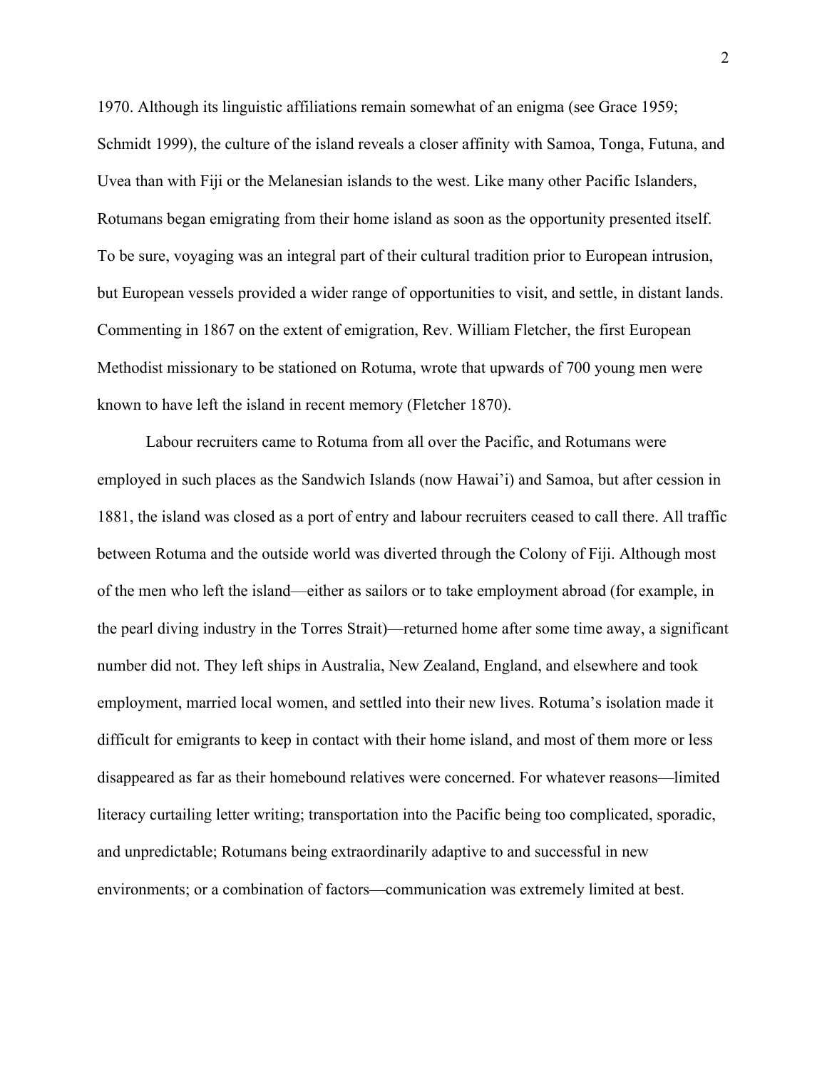1970. Although its linguistic affiliations remain somewhat of an enigma (see Grace 1959; Schmidt 1999), the culture of the island reveals a closer affinity with Samoa, Tonga, Futuna, and Uvea than with Fiji or the Melanesian islands to the west. Like many other Pacific Islanders, Rotumans began emigrating from their home island as soon as the opportunity presented itself. To be sure, voyaging was an integral part of their cultural tradition prior to European intrusion, but European vessels provided a wider range of opportunities to visit, and settle, in distant lands. Commenting in 1867 on the extent of emigration, Rev. William Fletcher, the first European Methodist missionary to be stationed on Rotuma, wrote that upwards of 700 young men were known to have left the island in recent memory (Fletcher 1870).

Labour recruiters came to Rotuma from all over the Pacific, and Rotumans were employed in such places as the Sandwich Islands (now Hawai'i) and Samoa, but after cession in 1881, the island was closed as a port of entry and labour recruiters ceased to call there. All traffic between Rotuma and the outside world was diverted through the Colony of Fiji. Although most of the men who left the island—either as sailors or to take employment abroad (for example, in the pearl diving industry in the Torres Strait)—returned home after some time away, a significant number did not. They left ships in Australia, New Zealand, England, and elsewhere and took employment, married local women, and settled into their new lives. Rotuma's isolation made it difficult for emigrants to keep in contact with their home island, and most of them more or less disappeared as far as their homebound relatives were concerned. For whatever reasons—limited literacy curtailing letter writing; transportation into the Pacific being too complicated, sporadic, and unpredictable; Rotumans being extraordinarily adaptive to and successful in new environments; or a combination of factors—communication was extremely limited at best.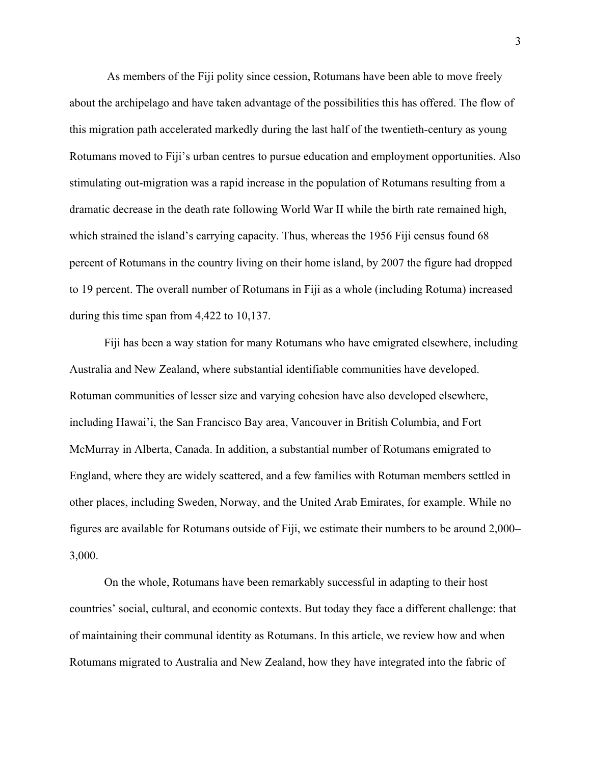As members of the Fiji polity since cession, Rotumans have been able to move freely about the archipelago and have taken advantage of the possibilities this has offered. The flow of this migration path accelerated markedly during the last half of the twentieth-century as young Rotumans moved to Fiji's urban centres to pursue education and employment opportunities. Also stimulating out-migration was a rapid increase in the population of Rotumans resulting from a dramatic decrease in the death rate following World War II while the birth rate remained high, which strained the island's carrying capacity. Thus, whereas the 1956 Fiji census found 68 percent of Rotumans in the country living on their home island, by 2007 the figure had dropped to 19 percent. The overall number of Rotumans in Fiji as a whole (including Rotuma) increased during this time span from 4,422 to 10,137.

Fiji has been a way station for many Rotumans who have emigrated elsewhere, including Australia and New Zealand, where substantial identifiable communities have developed. Rotuman communities of lesser size and varying cohesion have also developed elsewhere, including Hawai'i, the San Francisco Bay area, Vancouver in British Columbia, and Fort McMurray in Alberta, Canada. In addition, a substantial number of Rotumans emigrated to England, where they are widely scattered, and a few families with Rotuman members settled in other places, including Sweden, Norway, and the United Arab Emirates, for example. While no figures are available for Rotumans outside of Fiji, we estimate their numbers to be around 2,000–3,000.

On the whole, Rotumans have been remarkably successful in adapting to their host countries' social, cultural, and economic contexts. But today they face a different challenge: that of maintaining their communal identity as Rotumans. In this article, we review how and when Rotumans migrated to Australia and New Zealand, how they have integrated into the fabric of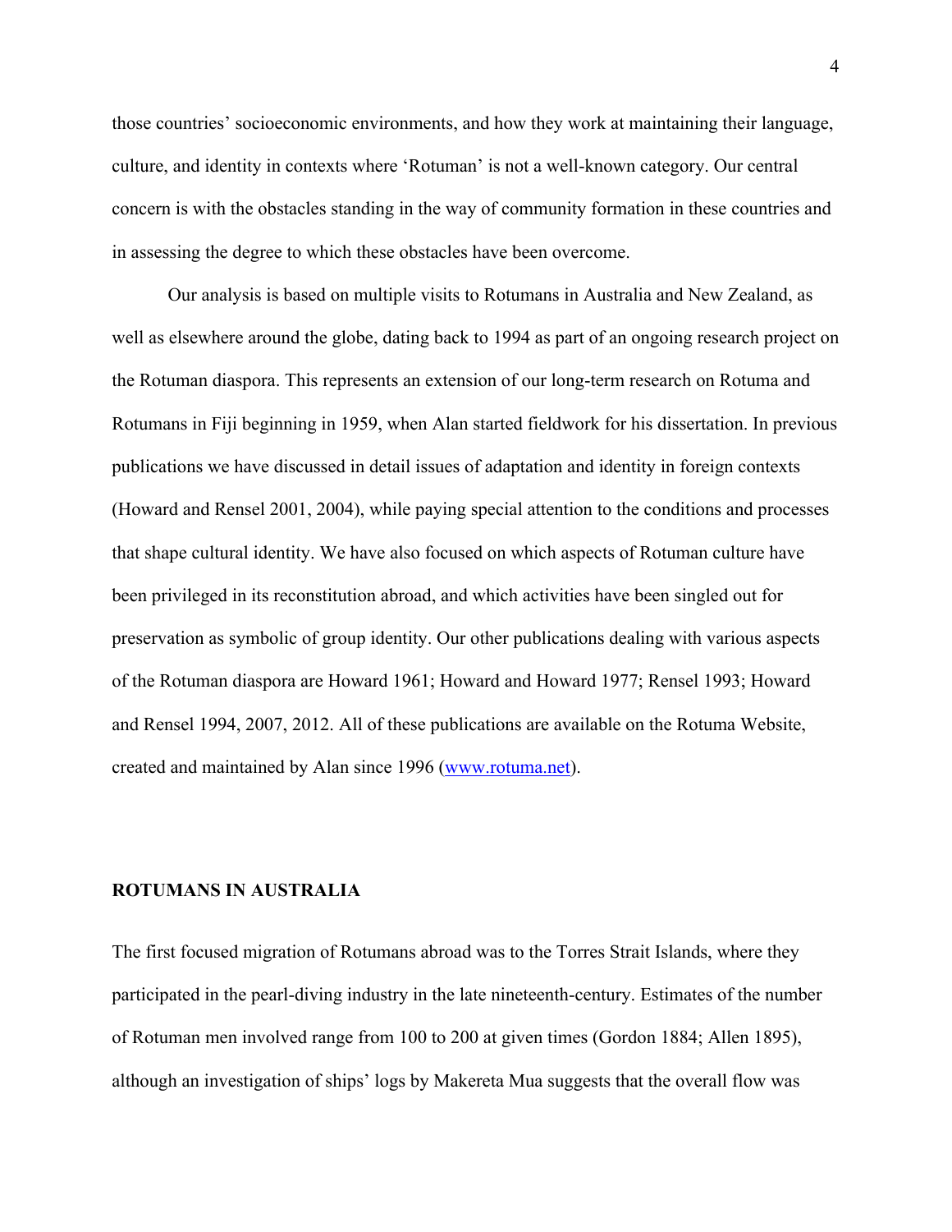those countries' socioeconomic environments, and how they work at maintaining their language, culture, and identity in contexts where 'Rotuman' is not a well-known category. Our central concern is with the obstacles standing in the way of community formation in these countries and in assessing the degree to which these obstacles have been overcome.

Our analysis is based on multiple visits to Rotumans in Australia and New Zealand, as well as elsewhere around the globe, dating back to 1994 as part of an ongoing research project on the Rotuman diaspora. This represents an extension of our long-term research on Rotuma and Rotumans in Fiji beginning in 1959, when Alan started fieldwork for his dissertation. In previous publications we have discussed in detail issues of adaptation and identity in foreign contexts (Howard and Rensel 2001, 2004), while paying special attention to the conditions and processes that shape cultural identity. We have also focused on which aspects of Rotuman culture have been privileged in its reconstitution abroad, and which activities have been singled out for preservation as symbolic of group identity. Our other publications dealing with various aspects of the Rotuman diaspora are Howard 1961; Howard and Howard 1977; Rensel 1993; Howard and Rensel 1994, 2007, 2012. All of these publications are available on the Rotuma Website, created and maintained by Alan since 1996 ([www.rotuma.net](www.rotuma.net)).

## ROTUMANS IN AUSTRALIA

The first focused migration of Rotumans abroad was to the Torres Strait Islands, where they participated in the pearl-diving industry in the late nineteenth-century. Estimates of the number of Rotuman men involved range from 100 to 200 at given times (Gordon 1884; Allen 1895), although an investigation of ships' logs by Makereta Mua suggests that the overall flow was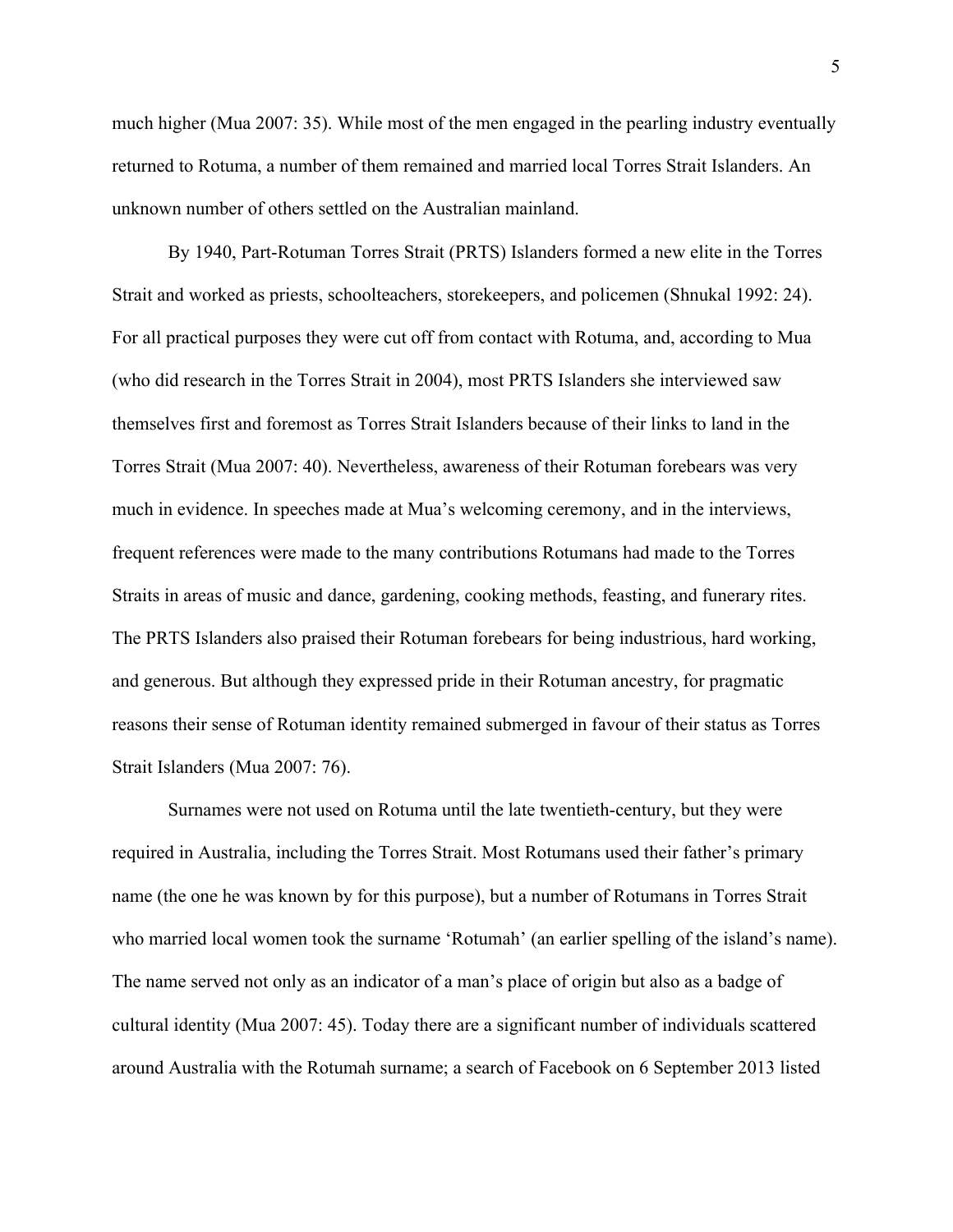much higher (Mua 2007: 35). While most of the men engaged in the pearling industry eventually returned to Rotuma, a number of them remained and married local Torres Strait Islanders. An unknown number of others settled on the Australian mainland.

By 1940, Part-Rotuman Torres Strait (PRTS) Islanders formed a new elite in the Torres Strait and worked as priests, schoolteachers, storekeepers, and policemen (Shnukal 1992: 24). For all practical purposes they were cut off from contact with Rotuma, and, according to Mua (who did research in the Torres Strait in 2004), most PRTS Islanders she interviewed saw themselves first and foremost as Torres Strait Islanders because of their links to land in the Torres Strait (Mua 2007: 40). Nevertheless, awareness of their Rotuman forebears was very much in evidence. In speeches made at Mua's welcoming ceremony, and in the interviews, frequent references were made to the many contributions Rotumans had made to the Torres Straits in areas of music and dance, gardening, cooking methods, feasting, and funerary rites. The PRTS Islanders also praised their Rotuman forebears for being industrious, hard working, and generous. But although they expressed pride in their Rotuman ancestry, for pragmatic reasons their sense of Rotuman identity remained submerged in favour of their status as Torres Strait Islanders (Mua 2007: 76).

Surnames were not used on Rotuma until the late twentieth-century, but they were required in Australia, including the Torres Strait. Most Rotumans used their father's primary name (the one he was known by for this purpose), but a number of Rotumans in Torres Strait who married local women took the surname 'Rotumah' (an earlier spelling of the island's name). The name served not only as an indicator of a man's place of origin but also as a badge of cultural identity (Mua 2007: 45). Today there are a significant number of individuals scattered around Australia with the Rotumah surname; a search of Facebook on 6 September 2013 listed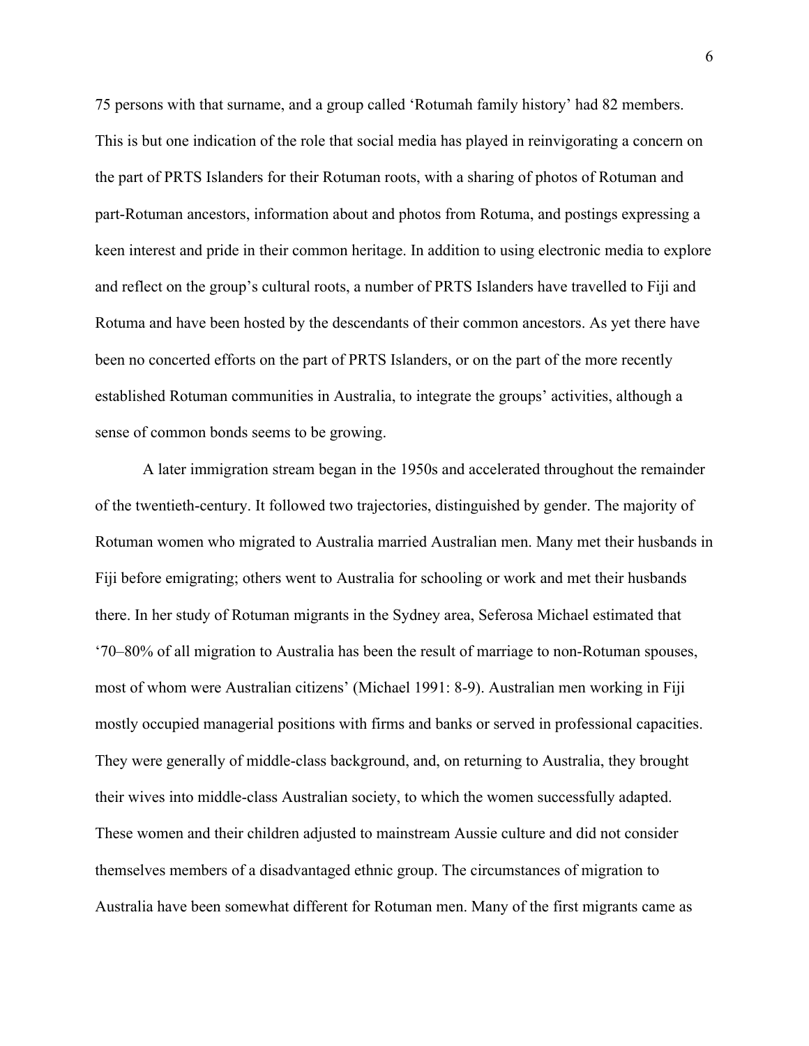75 persons with that surname, and a group called 'Rotumah family history' had 82 members. This is but one indication of the role that social media has played in reinvigorating a concern on the part of PRTS Islanders for their Rotuman roots, with a sharing of photos of Rotuman and part-Rotuman ancestors, information about and photos from Rotuma, and postings expressing a keen interest and pride in their common heritage. In addition to using electronic media to explore and reflect on the group's cultural roots, a number of PRTS Islanders have travelled to Fiji and Rotuma and have been hosted by the descendants of their common ancestors. As yet there have been no concerted efforts on the part of PRTS Islanders, or on the part of the more recently established Rotuman communities in Australia, to integrate the groups' activities, although a sense of common bonds seems to be growing.

A later immigration stream began in the 1950s and accelerated throughout the remainder of the twentieth-century. It followed two trajectories, distinguished by gender. The majority of Rotuman women who migrated to Australia married Australian men. Many met their husbands in Fiji before emigrating; others went to Australia for schooling or work and met their husbands there. In her study of Rotuman migrants in the Sydney area, Seferosa Michael estimated that '70–80% of all migration to Australia has been the result of marriage to non-Rotuman spouses, most of whom were Australian citizens' (Michael 1991: 8-9). Australian men working in Fiji mostly occupied managerial positions with firms and banks or served in professional capacities. They were generally of middle-class background, and, on returning to Australia, they brought their wives into middle-class Australian society, to which the women successfully adapted. These women and their children adjusted to mainstream Aussie culture and did not consider themselves members of a disadvantaged ethnic group. The circumstances of migration to Australia have been somewhat different for Rotuman men. Many of the first migrants came as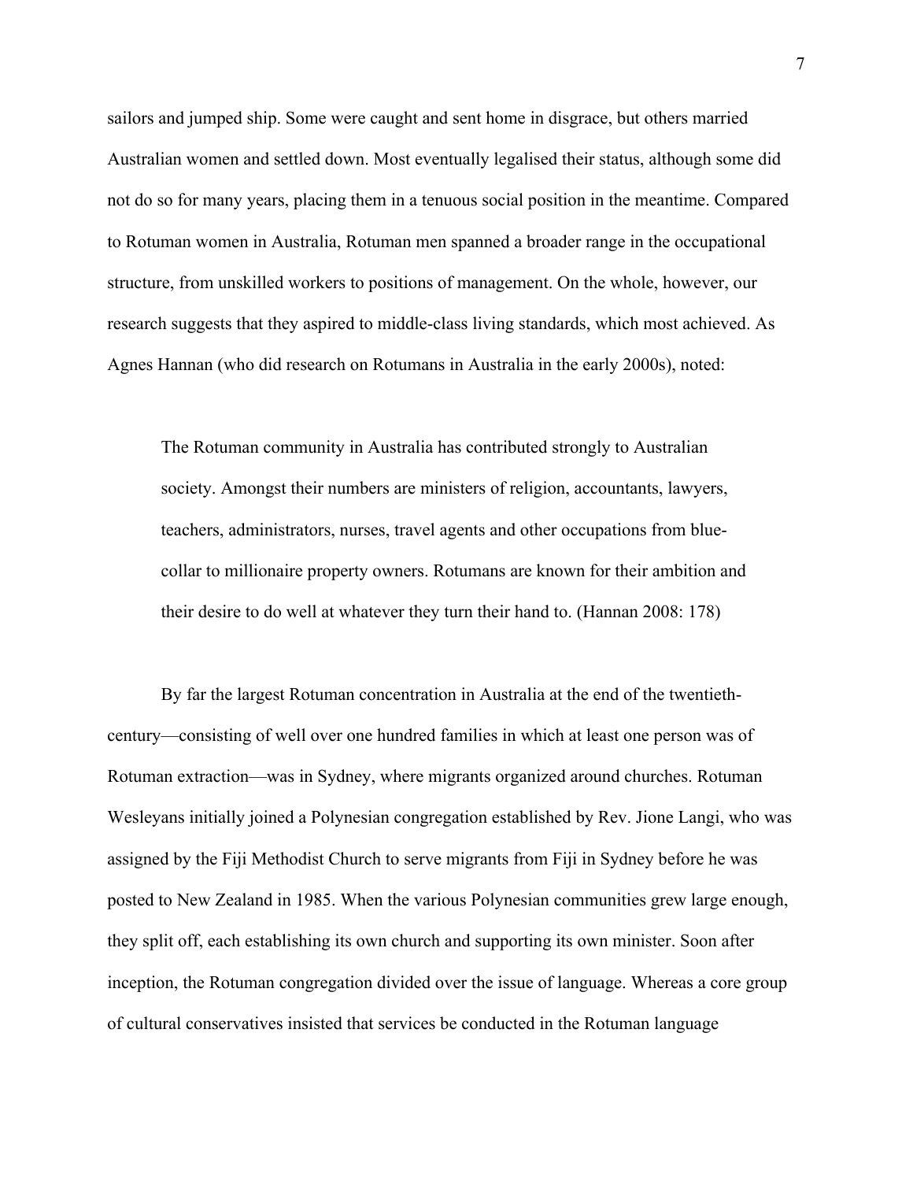sailors and jumped ship. Some were caught and sent home in disgrace, but others married Australian women and settled down. Most eventually legalised their status, although some did not do so for many years, placing them in a tenuous social position in the meantime. Compared to Rotuman women in Australia, Rotuman men spanned a broader range in the occupational structure, from unskilled workers to positions of management. On the whole, however, our research suggests that they aspired to middle-class living standards, which most achieved. As Agnes Hannan (who did research on Rotumans in Australia in the early 2000s), noted:

> The Rotuman community in Australia has contributed strongly to Australian society. Amongst their numbers are ministers of religion, accountants, lawyers, teachers, administrators, nurses, travel agents and other occupations from blue-collar to millionaire property owners. Rotumans are known for their ambition and their desire to do well at whatever they turn their hand to. (Hannan 2008: 178)

By far the largest Rotuman concentration in Australia at the end of the twentieth-century—consisting of well over one hundred families in which at least one person was of Rotuman extraction—was in Sydney, where migrants organized around churches. Rotuman Wesleyans initially joined a Polynesian congregation established by Rev. Jione Langi, who was assigned by the Fiji Methodist Church to serve migrants from Fiji in Sydney before he was posted to New Zealand in 1985. When the various Polynesian communities grew large enough, they split off, each establishing its own church and supporting its own minister. Soon after inception, the Rotuman congregation divided over the issue of language. Whereas a core group of cultural conservatives insisted that services be conducted in the Rotuman language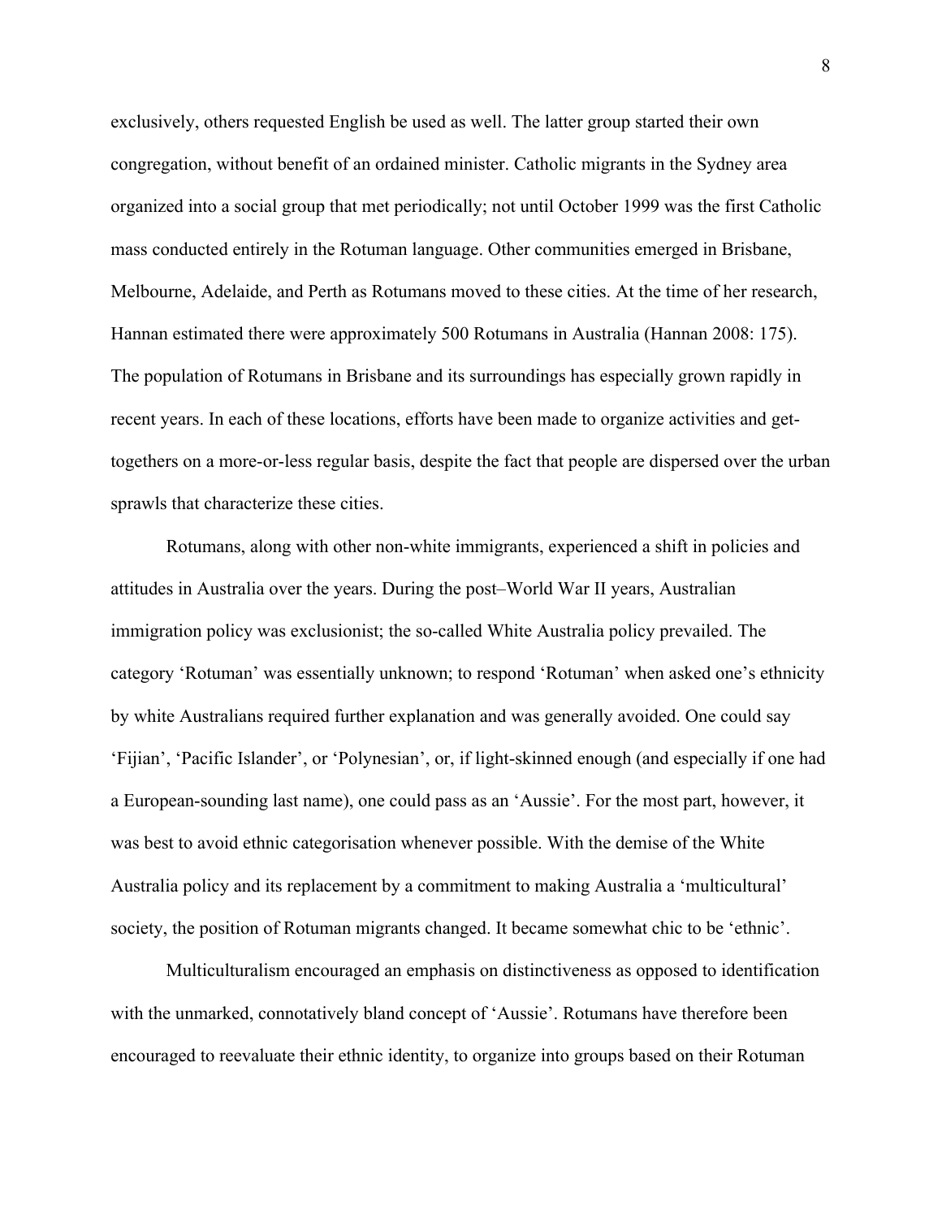exclusively, others requested English be used as well. The latter group started their own congregation, without benefit of an ordained minister. Catholic migrants in the Sydney area organized into a social group that met periodically; not until October 1999 was the first Catholic mass conducted entirely in the Rotuman language. Other communities emerged in Brisbane, Melbourne, Adelaide, and Perth as Rotumans moved to these cities. At the time of her research, Hannan estimated there were approximately 500 Rotumans in Australia (Hannan 2008: 175). The population of Rotumans in Brisbane and its surroundings has especially grown rapidly in recent years. In each of these locations, efforts have been made to organize activities and get-togethers on a more-or-less regular basis, despite the fact that people are dispersed over the urban sprawls that characterize these cities.

Rotumans, along with other non-white immigrants, experienced a shift in policies and attitudes in Australia over the years. During the post–World War II years, Australian immigration policy was exclusionist; the so-called White Australia policy prevailed. The category 'Rotuman' was essentially unknown; to respond 'Rotuman' when asked one's ethnicity by white Australians required further explanation and was generally avoided. One could say 'Fijian', 'Pacific Islander', or 'Polynesian', or, if light-skinned enough (and especially if one had a European-sounding last name), one could pass as an 'Aussie'. For the most part, however, it was best to avoid ethnic categorisation whenever possible. With the demise of the White Australia policy and its replacement by a commitment to making Australia a 'multicultural' society, the position of Rotuman migrants changed. It became somewhat chic to be 'ethnic'.

Multiculturalism encouraged an emphasis on distinctiveness as opposed to identification with the unmarked, connotatively bland concept of 'Aussie'. Rotumans have therefore been encouraged to reevaluate their ethnic identity, to organize into groups based on their Rotuman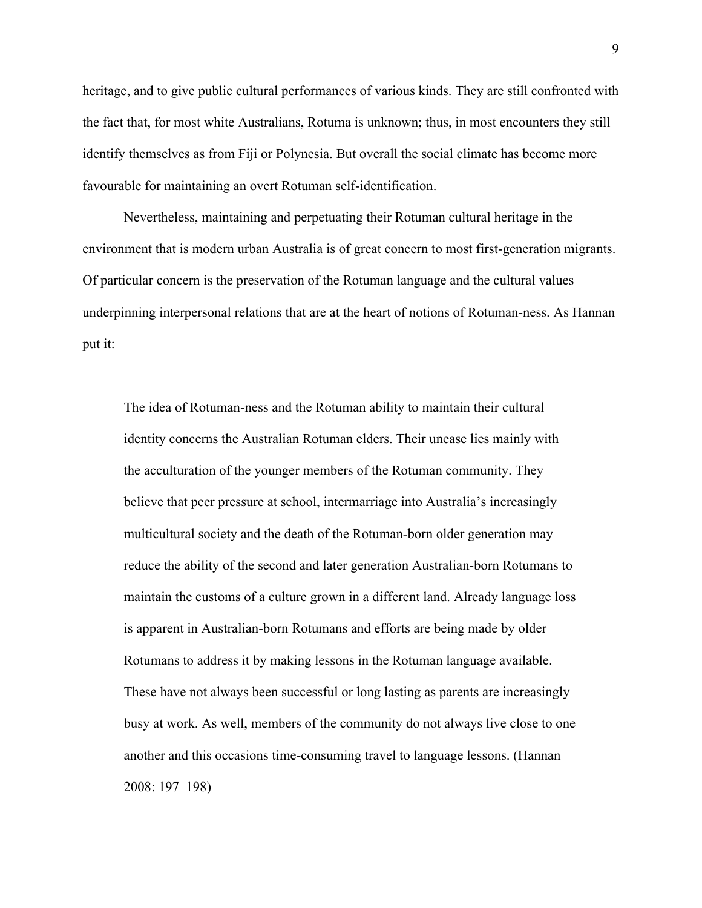heritage, and to give public cultural performances of various kinds. They are still confronted with the fact that, for most white Australians, Rotuma is unknown; thus, in most encounters they still identify themselves as from Fiji or Polynesia. But overall the social climate has become more favourable for maintaining an overt Rotuman self-identification.

Nevertheless, maintaining and perpetuating their Rotuman cultural heritage in the environment that is modern urban Australia is of great concern to most first-generation migrants. Of particular concern is the preservation of the Rotuman language and the cultural values underpinning interpersonal relations that are at the heart of notions of Rotuman-ness. As Hannan put it:

> The idea of Rotuman-ness and the Rotuman ability to maintain their cultural identity concerns the Australian Rotuman elders. Their unease lies mainly with the acculturation of the younger members of the Rotuman community. They believe that peer pressure at school, intermarriage into Australia's increasingly multicultural society and the death of the Rotuman-born older generation may reduce the ability of the second and later generation Australian-born Rotumans to maintain the customs of a culture grown in a different land. Already language loss is apparent in Australian-born Rotumans and efforts are being made by older Rotumans to address it by making lessons in the Rotuman language available. These have not always been successful or long lasting as parents are increasingly busy at work. As well, members of the community do not always live close to one another and this occasions time-consuming travel to language lessons. (Hannan 2008: 197–198)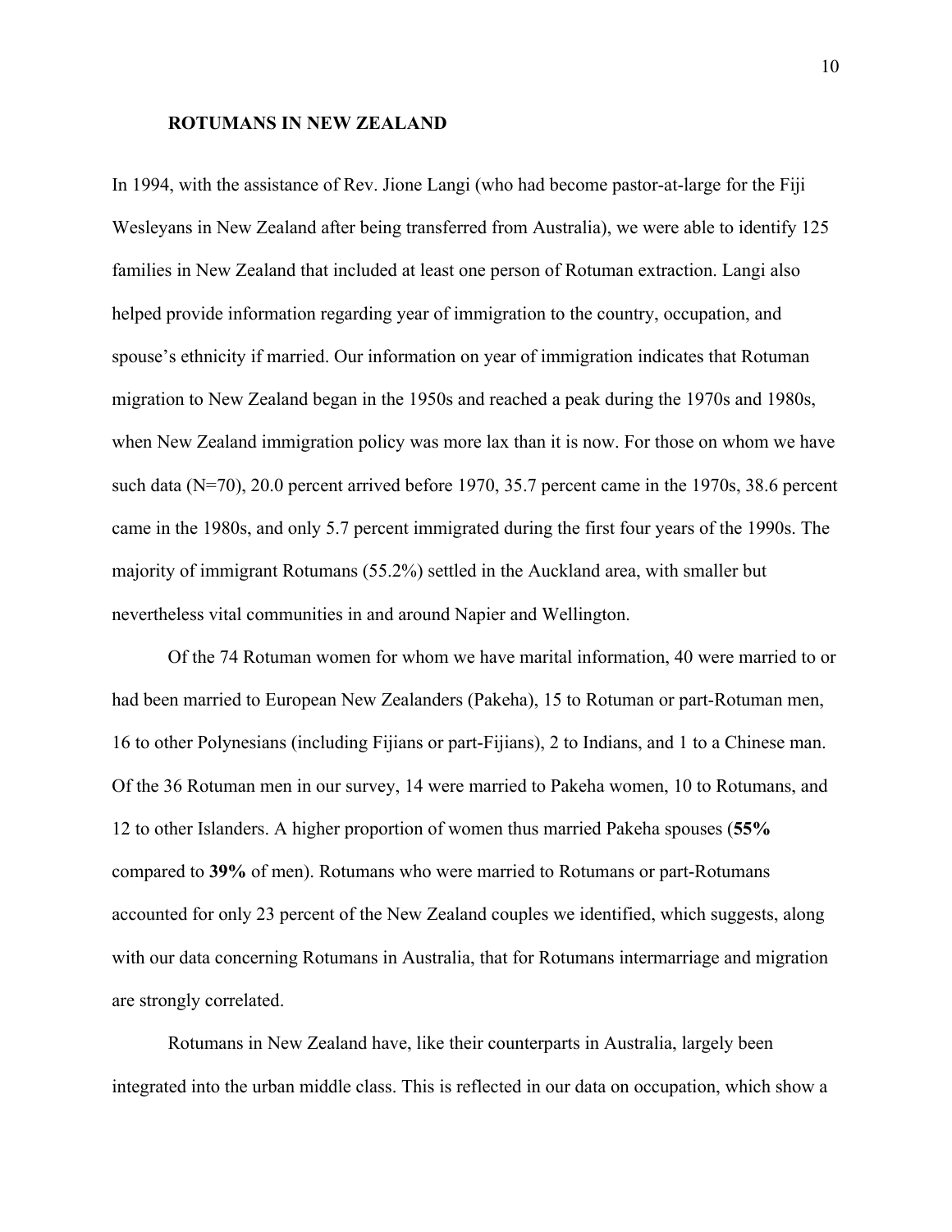## ROTUMANS IN NEW ZEALAND

In 1994, with the assistance of Rev. Jione Langi (who had become pastor-at-large for the Fiji Wesleyans in New Zealand after being transferred from Australia), we were able to identify 125 families in New Zealand that included at least one person of Rotuman extraction. Langi also helped provide information regarding year of immigration to the country, occupation, and spouse's ethnicity if married. Our information on year of immigration indicates that Rotuman migration to New Zealand began in the 1950s and reached a peak during the 1970s and 1980s, when New Zealand immigration policy was more lax than it is now. For those on whom we have such data (N=70), 20.0 percent arrived before 1970, 35.7 percent came in the 1970s, 38.6 percent came in the 1980s, and only 5.7 percent immigrated during the first four years of the 1990s. The majority of immigrant Rotumans (55.2%) settled in the Auckland area, with smaller but nevertheless vital communities in and around Napier and Wellington.

Of the 74 Rotuman women for whom we have marital information, 40 were married to or had been married to European New Zealanders (Pakeha), 15 to Rotuman or part-Rotuman men, 16 to other Polynesians (including Fijians or part-Fijians), 2 to Indians, and 1 to a Chinese man. Of the 36 Rotuman men in our survey, 14 were married to Pakeha women, 10 to Rotumans, and 12 to other Islanders. A higher proportion of women thus married Pakeha spouses (**55%** compared to **39%** of men). Rotumans who were married to Rotumans or part-Rotumans accounted for only 23 percent of the New Zealand couples we identified, which suggests, along with our data concerning Rotumans in Australia, that for Rotumans intermarriage and migration are strongly correlated.

Rotumans in New Zealand have, like their counterparts in Australia, largely been integrated into the urban middle class. This is reflected in our data on occupation, which show a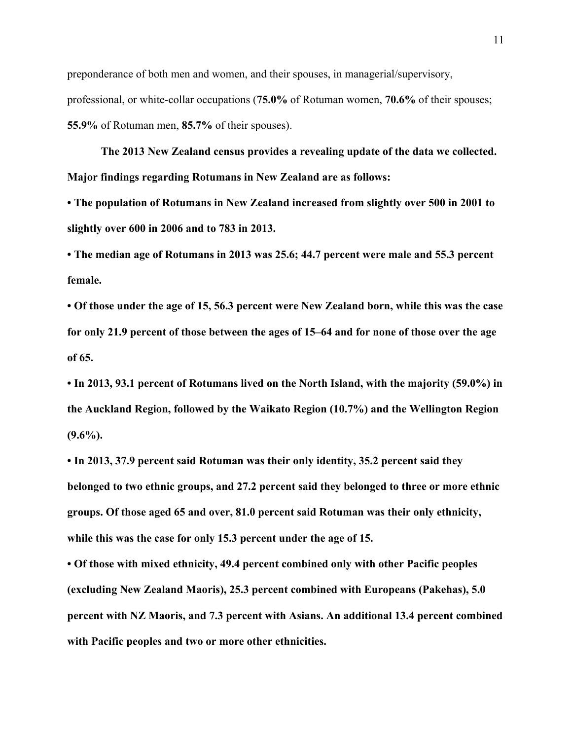preponderance of both men and women, and their spouses, in managerial/supervisory, professional, or white-collar occupations (**75.0%** of Rotuman women, **70.6%** of their spouses; **55.9%** of Rotuman men, **85.7%** of their spouses).

**The 2013 New Zealand census provides a revealing update of the data we collected. Major findings regarding Rotumans in New Zealand are as follows:**

**• The population of Rotumans in New Zealand increased from slightly over 500 in 2001 to slightly over 600 in 2006 and to 783 in 2013.**

**• The median age of Rotumans in 2013 was 25.6; 44.7 percent were male and 55.3 percent female.**

**• Of those under the age of 15, 56.3 percent were New Zealand born, while this was the case for only 21.9 percent of those between the ages of 15–64 and for none of those over the age of 65.**

**• In 2013, 93.1 percent of Rotumans lived on the North Island, with the majority (59.0%) in the Auckland Region, followed by the Waikato Region (10.7%) and the Wellington Region (9.6%).**

**• In 2013, 37.9 percent said Rotuman was their only identity, 35.2 percent said they belonged to two ethnic groups, and 27.2 percent said they belonged to three or more ethnic groups. Of those aged 65 and over, 81.0 percent said Rotuman was their only ethnicity, while this was the case for only 15.3 percent under the age of 15.**

**• Of those with mixed ethnicity, 49.4 percent combined only with other Pacific peoples (excluding New Zealand Maoris), 25.3 percent combined with Europeans (Pakehas), 5.0 percent with NZ Maoris, and 7.3 percent with Asians. An additional 13.4 percent combined with Pacific peoples and two or more other ethnicities.**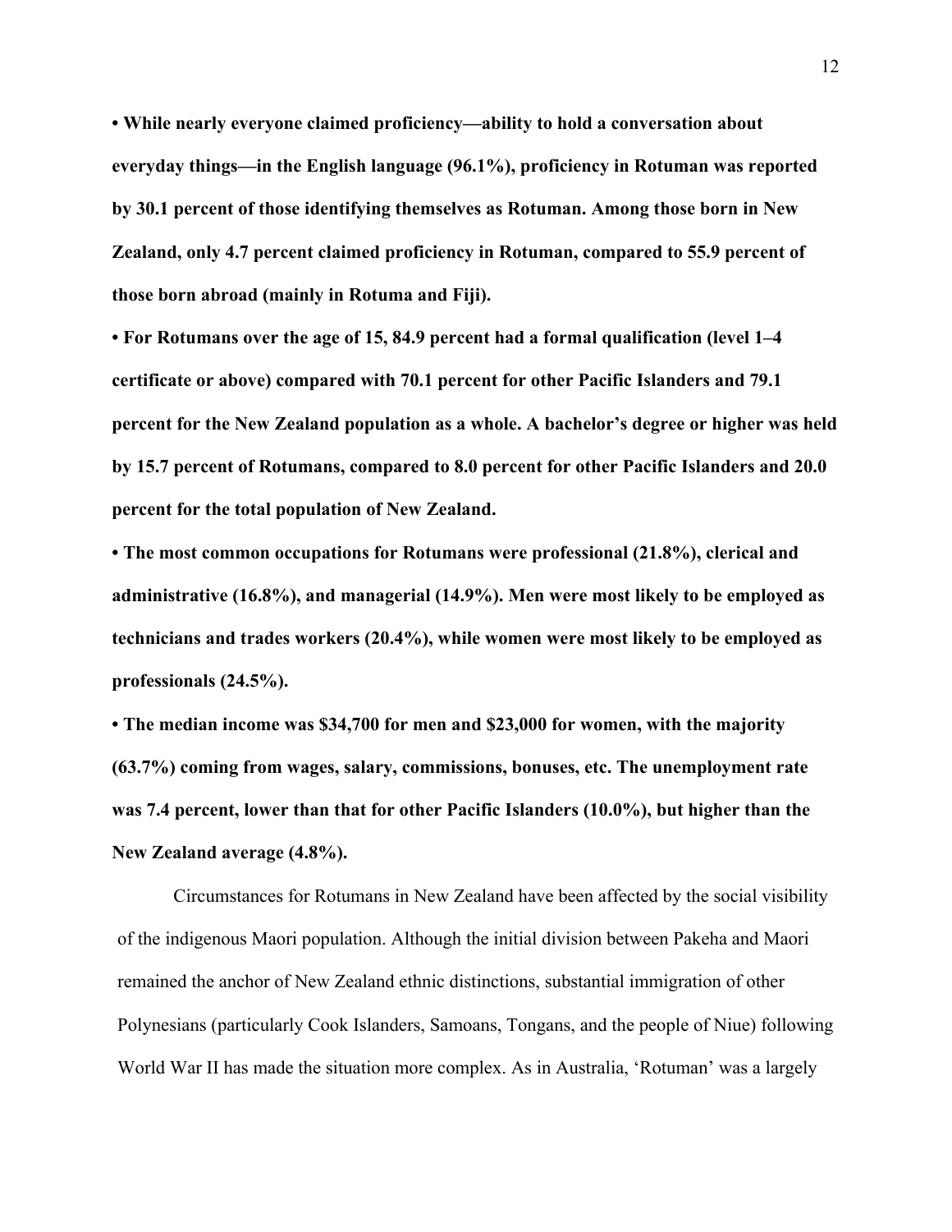- **While nearly everyone claimed proficiency—ability to hold a conversation about everyday things—in the English language (96.1%), proficiency in Rotuman was reported by 30.1 percent of those identifying themselves as Rotuman. Among those born in New Zealand, only 4.7 percent claimed proficiency in Rotuman, compared to 55.9 percent of those born abroad (mainly in Rotuma and Fiji).**
- **For Rotumans over the age of 15, 84.9 percent had a formal qualification (level 1–4 certificate or above) compared with 70.1 percent for other Pacific Islanders and 79.1 percent for the New Zealand population as a whole. A bachelor's degree or higher was held by 15.7 percent of Rotumans, compared to 8.0 percent for other Pacific Islanders and 20.0 percent for the total population of New Zealand.**
- **The most common occupations for Rotumans were professional (21.8%), clerical and administrative (16.8%), and managerial (14.9%). Men were most likely to be employed as technicians and trades workers (20.4%), while women were most likely to be employed as professionals (24.5%).**
- **The median income was $34,700 for men and $23,000 for women, with the majority (63.7%) coming from wages, salary, commissions, bonuses, etc. The unemployment rate was 7.4 percent, lower than that for other Pacific Islanders (10.0%), but higher than the New Zealand average (4.8%).**

Circumstances for Rotumans in New Zealand have been affected by the social visibility of the indigenous Maori population. Although the initial division between Pakeha and Maori remained the anchor of New Zealand ethnic distinctions, substantial immigration of other Polynesians (particularly Cook Islanders, Samoans, Tongans, and the people of Niue) following World War II has made the situation more complex. As in Australia, 'Rotuman' was a largely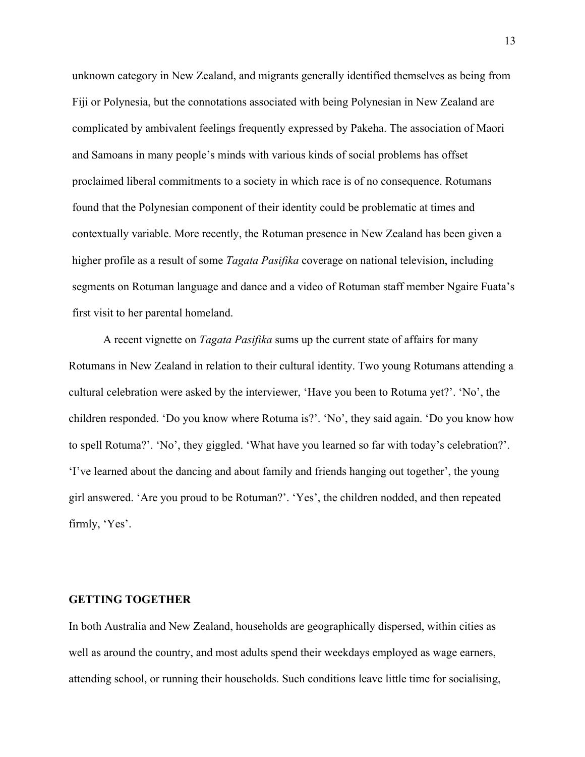unknown category in New Zealand, and migrants generally identified themselves as being from Fiji or Polynesia, but the connotations associated with being Polynesian in New Zealand are complicated by ambivalent feelings frequently expressed by Pakeha. The association of Maori and Samoans in many people's minds with various kinds of social problems has offset proclaimed liberal commitments to a society in which race is of no consequence. Rotumans found that the Polynesian component of their identity could be problematic at times and contextually variable. More recently, the Rotuman presence in New Zealand has been given a higher profile as a result of some *Tagata Pasifika* coverage on national television, including segments on Rotuman language and dance and a video of Rotuman staff member Ngaire Fuata's first visit to her parental homeland.

A recent vignette on *Tagata Pasifika* sums up the current state of affairs for many Rotumans in New Zealand in relation to their cultural identity. Two young Rotumans attending a cultural celebration were asked by the interviewer, 'Have you been to Rotuma yet?'. 'No', the children responded. 'Do you know where Rotuma is?'. 'No', they said again. 'Do you know how to spell Rotuma?'. 'No', they giggled. 'What have you learned so far with today's celebration?'. 'I've learned about the dancing and about family and friends hanging out together', the young girl answered. 'Are you proud to be Rotuman?'. 'Yes', the children nodded, and then repeated firmly, 'Yes'.

## GETTING TOGETHER

In both Australia and New Zealand, households are geographically dispersed, within cities as well as around the country, and most adults spend their weekdays employed as wage earners, attending school, or running their households. Such conditions leave little time for socialising,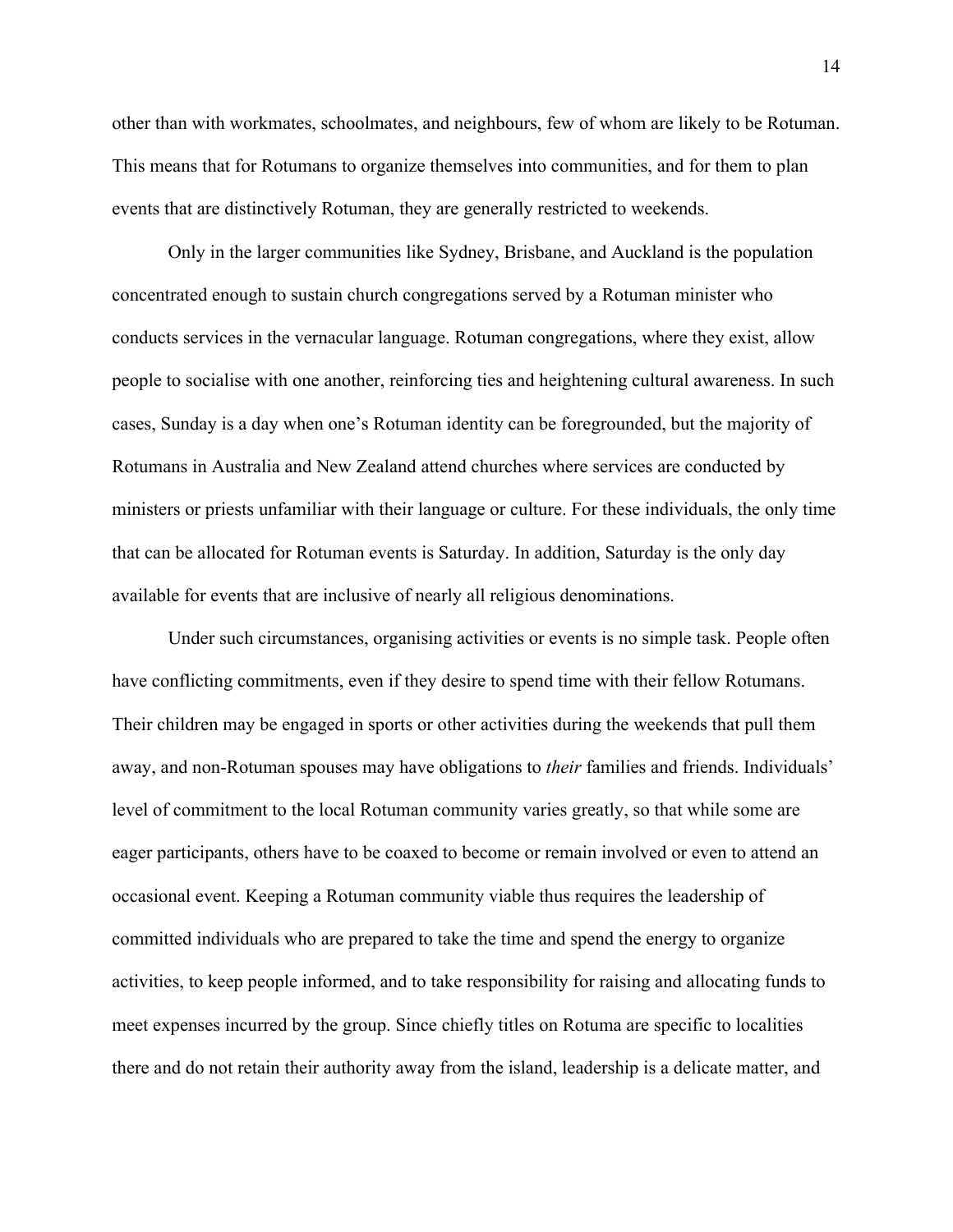other than with workmates, schoolmates, and neighbours, few of whom are likely to be Rotuman. This means that for Rotumans to organize themselves into communities, and for them to plan events that are distinctively Rotuman, they are generally restricted to weekends.

Only in the larger communities like Sydney, Brisbane, and Auckland is the population concentrated enough to sustain church congregations served by a Rotuman minister who conducts services in the vernacular language. Rotuman congregations, where they exist, allow people to socialise with one another, reinforcing ties and heightening cultural awareness. In such cases, Sunday is a day when one's Rotuman identity can be foregrounded, but the majority of Rotumans in Australia and New Zealand attend churches where services are conducted by ministers or priests unfamiliar with their language or culture. For these individuals, the only time that can be allocated for Rotuman events is Saturday. In addition, Saturday is the only day available for events that are inclusive of nearly all religious denominations.

Under such circumstances, organising activities or events is no simple task. People often have conflicting commitments, even if they desire to spend time with their fellow Rotumans. Their children may be engaged in sports or other activities during the weekends that pull them away, and non-Rotuman spouses may have obligations to *their* families and friends. Individuals' level of commitment to the local Rotuman community varies greatly, so that while some are eager participants, others have to be coaxed to become or remain involved or even to attend an occasional event. Keeping a Rotuman community viable thus requires the leadership of committed individuals who are prepared to take the time and spend the energy to organize activities, to keep people informed, and to take responsibility for raising and allocating funds to meet expenses incurred by the group. Since chiefly titles on Rotuma are specific to localities there and do not retain their authority away from the island, leadership is a delicate matter, and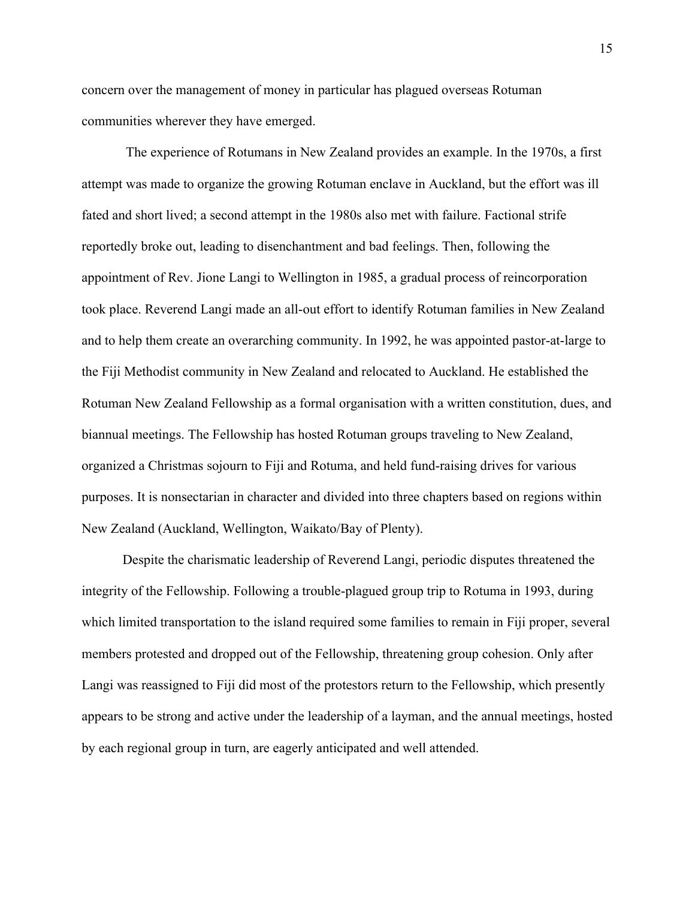concern over the management of money in particular has plagued overseas Rotuman communities wherever they have emerged.

The experience of Rotumans in New Zealand provides an example. In the 1970s, a first attempt was made to organize the growing Rotuman enclave in Auckland, but the effort was ill fated and short lived; a second attempt in the 1980s also met with failure. Factional strife reportedly broke out, leading to disenchantment and bad feelings. Then, following the appointment of Rev. Jione Langi to Wellington in 1985, a gradual process of reincorporation took place. Reverend Langi made an all-out effort to identify Rotuman families in New Zealand and to help them create an overarching community. In 1992, he was appointed pastor-at-large to the Fiji Methodist community in New Zealand and relocated to Auckland. He established the Rotuman New Zealand Fellowship as a formal organisation with a written constitution, dues, and biannual meetings. The Fellowship has hosted Rotuman groups traveling to New Zealand, organized a Christmas sojourn to Fiji and Rotuma, and held fund-raising drives for various purposes. It is nonsectarian in character and divided into three chapters based on regions within New Zealand (Auckland, Wellington, Waikato/Bay of Plenty).

Despite the charismatic leadership of Reverend Langi, periodic disputes threatened the integrity of the Fellowship. Following a trouble-plagued group trip to Rotuma in 1993, during which limited transportation to the island required some families to remain in Fiji proper, several members protested and dropped out of the Fellowship, threatening group cohesion. Only after Langi was reassigned to Fiji did most of the protestors return to the Fellowship, which presently appears to be strong and active under the leadership of a layman, and the annual meetings, hosted by each regional group in turn, are eagerly anticipated and well attended.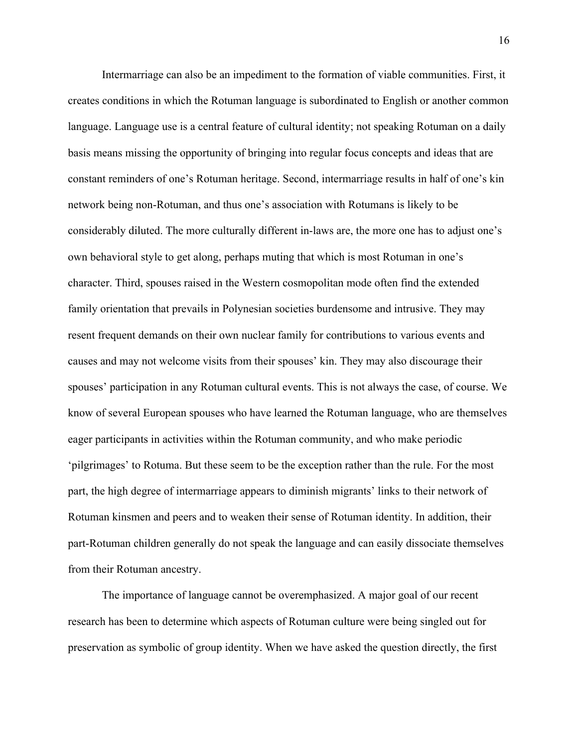Intermarriage can also be an impediment to the formation of viable communities. First, it creates conditions in which the Rotuman language is subordinated to English or another common language. Language use is a central feature of cultural identity; not speaking Rotuman on a daily basis means missing the opportunity of bringing into regular focus concepts and ideas that are constant reminders of one's Rotuman heritage. Second, intermarriage results in half of one's kin network being non-Rotuman, and thus one's association with Rotumans is likely to be considerably diluted. The more culturally different in-laws are, the more one has to adjust one's own behavioral style to get along, perhaps muting that which is most Rotuman in one's character. Third, spouses raised in the Western cosmopolitan mode often find the extended family orientation that prevails in Polynesian societies burdensome and intrusive. They may resent frequent demands on their own nuclear family for contributions to various events and causes and may not welcome visits from their spouses' kin. They may also discourage their spouses' participation in any Rotuman cultural events. This is not always the case, of course. We know of several European spouses who have learned the Rotuman language, who are themselves eager participants in activities within the Rotuman community, and who make periodic 'pilgrimages' to Rotuma. But these seem to be the exception rather than the rule. For the most part, the high degree of intermarriage appears to diminish migrants' links to their network of Rotuman kinsmen and peers and to weaken their sense of Rotuman identity. In addition, their part-Rotuman children generally do not speak the language and can easily dissociate themselves from their Rotuman ancestry.

The importance of language cannot be overemphasized. A major goal of our recent research has been to determine which aspects of Rotuman culture were being singled out for preservation as symbolic of group identity. When we have asked the question directly, the first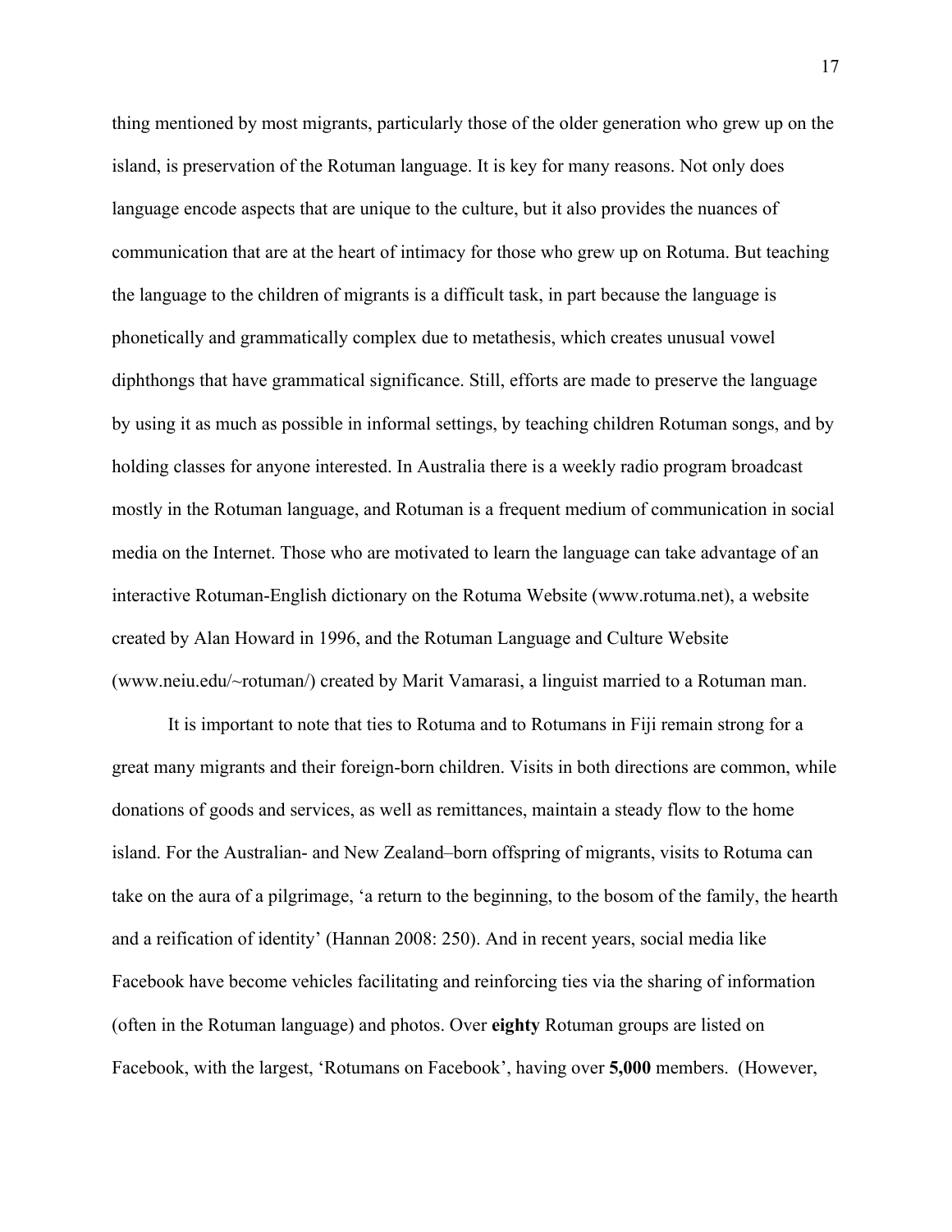thing mentioned by most migrants, particularly those of the older generation who grew up on the island, is preservation of the Rotuman language. It is key for many reasons. Not only does language encode aspects that are unique to the culture, but it also provides the nuances of communication that are at the heart of intimacy for those who grew up on Rotuma. But teaching the language to the children of migrants is a difficult task, in part because the language is phonetically and grammatically complex due to metathesis, which creates unusual vowel diphthongs that have grammatical significance. Still, efforts are made to preserve the language by using it as much as possible in informal settings, by teaching children Rotuman songs, and by holding classes for anyone interested. In Australia there is a weekly radio program broadcast mostly in the Rotuman language, and Rotuman is a frequent medium of communication in social media on the Internet. Those who are motivated to learn the language can take advantage of an interactive Rotuman-English dictionary on the Rotuma Website (www.rotuma.net), a website created by Alan Howard in 1996, and the Rotuman Language and Culture Website (www.neiu.edu/~rotuman/) created by Marit Vamarasi, a linguist married to a Rotuman man.

It is important to note that ties to Rotuma and to Rotumans in Fiji remain strong for a great many migrants and their foreign-born children. Visits in both directions are common, while donations of goods and services, as well as remittances, maintain a steady flow to the home island. For the Australian- and New Zealand–born offspring of migrants, visits to Rotuma can take on the aura of a pilgrimage, 'a return to the beginning, to the bosom of the family, the hearth and a reification of identity' (Hannan 2008: 250). And in recent years, social media like Facebook have become vehicles facilitating and reinforcing ties via the sharing of information (often in the Rotuman language) and photos. Over **eighty** Rotuman groups are listed on Facebook, with the largest, 'Rotumans on Facebook', having over **5,000** members. (However,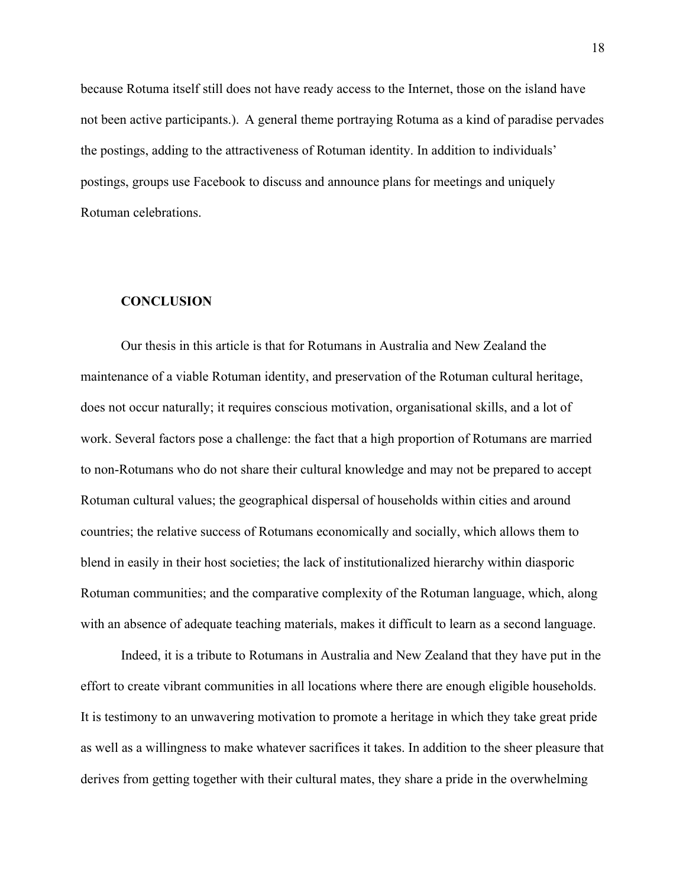because Rotuma itself still does not have ready access to the Internet, those on the island have not been active participants.). A general theme portraying Rotuma as a kind of paradise pervades the postings, adding to the attractiveness of Rotuman identity. In addition to individuals' postings, groups use Facebook to discuss and announce plans for meetings and uniquely Rotuman celebrations.

## CONCLUSION

Our thesis in this article is that for Rotumans in Australia and New Zealand the maintenance of a viable Rotuman identity, and preservation of the Rotuman cultural heritage, does not occur naturally; it requires conscious motivation, organisational skills, and a lot of work. Several factors pose a challenge: the fact that a high proportion of Rotumans are married to non-Rotumans who do not share their cultural knowledge and may not be prepared to accept Rotuman cultural values; the geographical dispersal of households within cities and around countries; the relative success of Rotumans economically and socially, which allows them to blend in easily in their host societies; the lack of institutionalized hierarchy within diasporic Rotuman communities; and the comparative complexity of the Rotuman language, which, along with an absence of adequate teaching materials, makes it difficult to learn as a second language.

Indeed, it is a tribute to Rotumans in Australia and New Zealand that they have put in the effort to create vibrant communities in all locations where there are enough eligible households. It is testimony to an unwavering motivation to promote a heritage in which they take great pride as well as a willingness to make whatever sacrifices it takes. In addition to the sheer pleasure that derives from getting together with their cultural mates, they share a pride in the overwhelming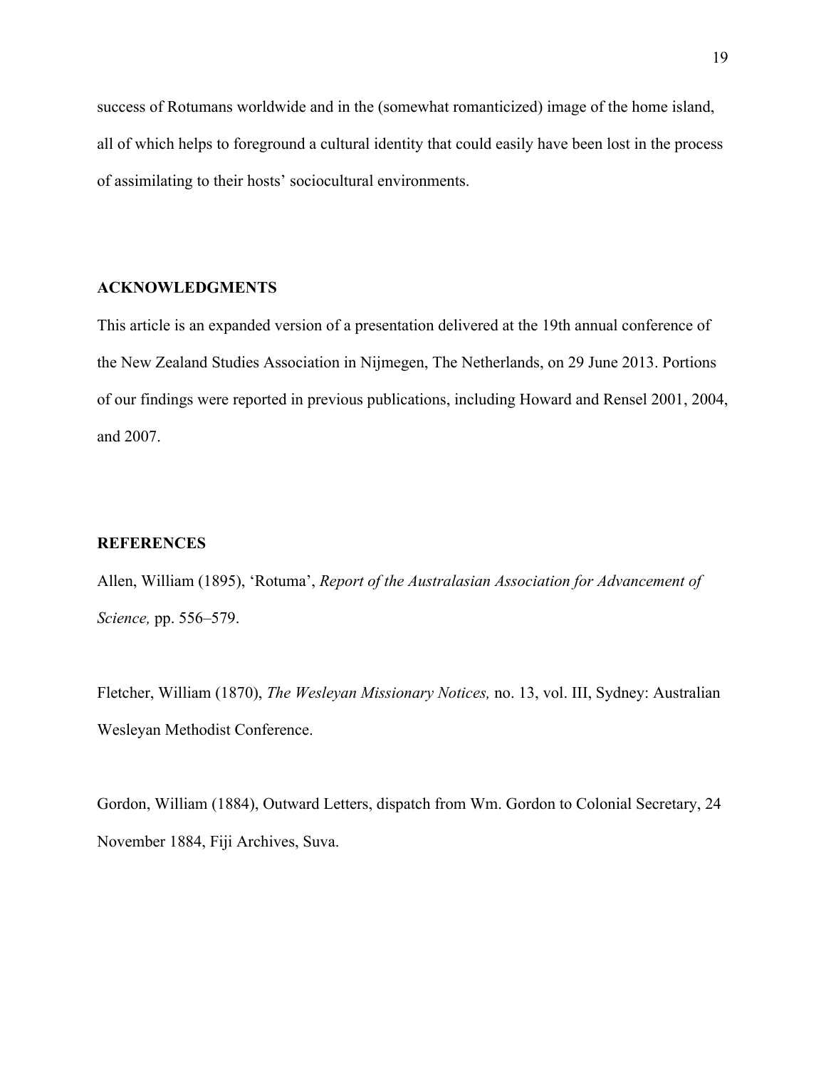success of Rotumans worldwide and in the (somewhat romanticized) image of the home island, all of which helps to foreground a cultural identity that could easily have been lost in the process of assimilating to their hosts' sociocultural environments.

## ACKNOWLEDGMENTS

This article is an expanded version of a presentation delivered at the 19th annual conference of the New Zealand Studies Association in Nijmegen, The Netherlands, on 29 June 2013. Portions of our findings were reported in previous publications, including Howard and Rensel 2001, 2004, and 2007.

## REFERENCES

Allen, William (1895), 'Rotuma', *Report of the Australasian Association for Advancement of Science,* pp. 556–579.

Fletcher, William (1870), *The Wesleyan Missionary Notices,* no. 13, vol. III, Sydney: Australian Wesleyan Methodist Conference.

Gordon, William (1884), Outward Letters, dispatch from Wm. Gordon to Colonial Secretary, 24 November 1884, Fiji Archives, Suva.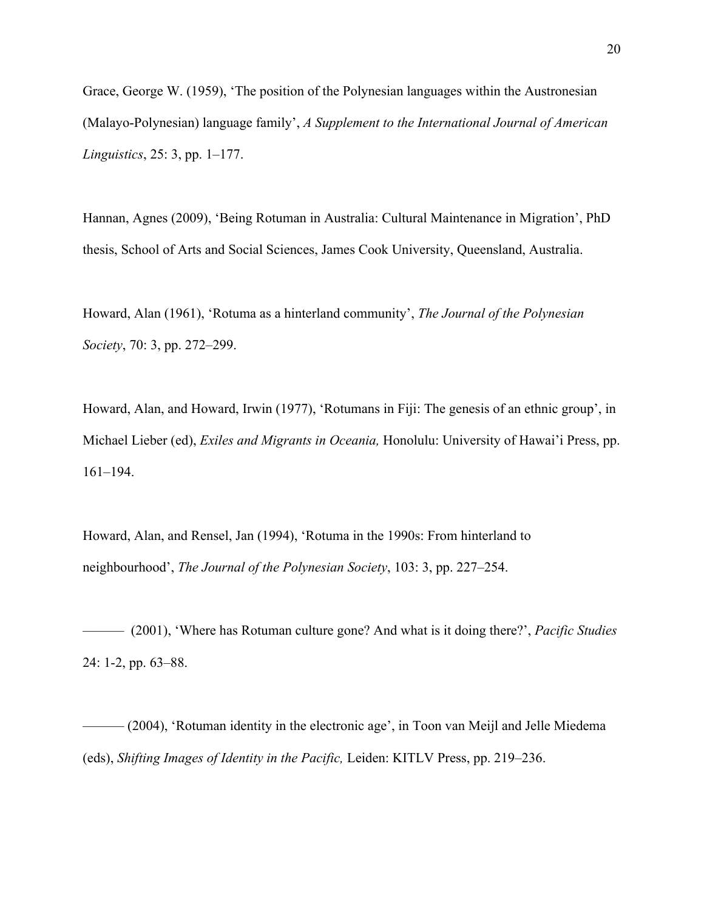Grace, George W. (1959), 'The position of the Polynesian languages within the Austronesian (Malayo-Polynesian) language family', *A Supplement to the International Journal of American Linguistics*, 25: 3, pp. 1–177.

Hannan, Agnes (2009), 'Being Rotuman in Australia: Cultural Maintenance in Migration', PhD thesis, School of Arts and Social Sciences, James Cook University, Queensland, Australia.

Howard, Alan (1961), 'Rotuma as a hinterland community', *The Journal of the Polynesian Society*, 70: 3, pp. 272–299.

Howard, Alan, and Howard, Irwin (1977), 'Rotumans in Fiji: The genesis of an ethnic group', in Michael Lieber (ed), *Exiles and Migrants in Oceania,* Honolulu: University of Hawai'i Press, pp. 161–194.

Howard, Alan, and Rensel, Jan (1994), 'Rotuma in the 1990s: From hinterland to neighbourhood', *The Journal of the Polynesian Society*, 103: 3, pp. 227–254.

——— (2001), 'Where has Rotuman culture gone? And what is it doing there?', *Pacific Studies* 24: 1-2, pp. 63–88.

——— (2004), 'Rotuman identity in the electronic age', in Toon van Meijl and Jelle Miedema (eds), *Shifting Images of Identity in the Pacific,* Leiden: KITLV Press, pp. 219–236.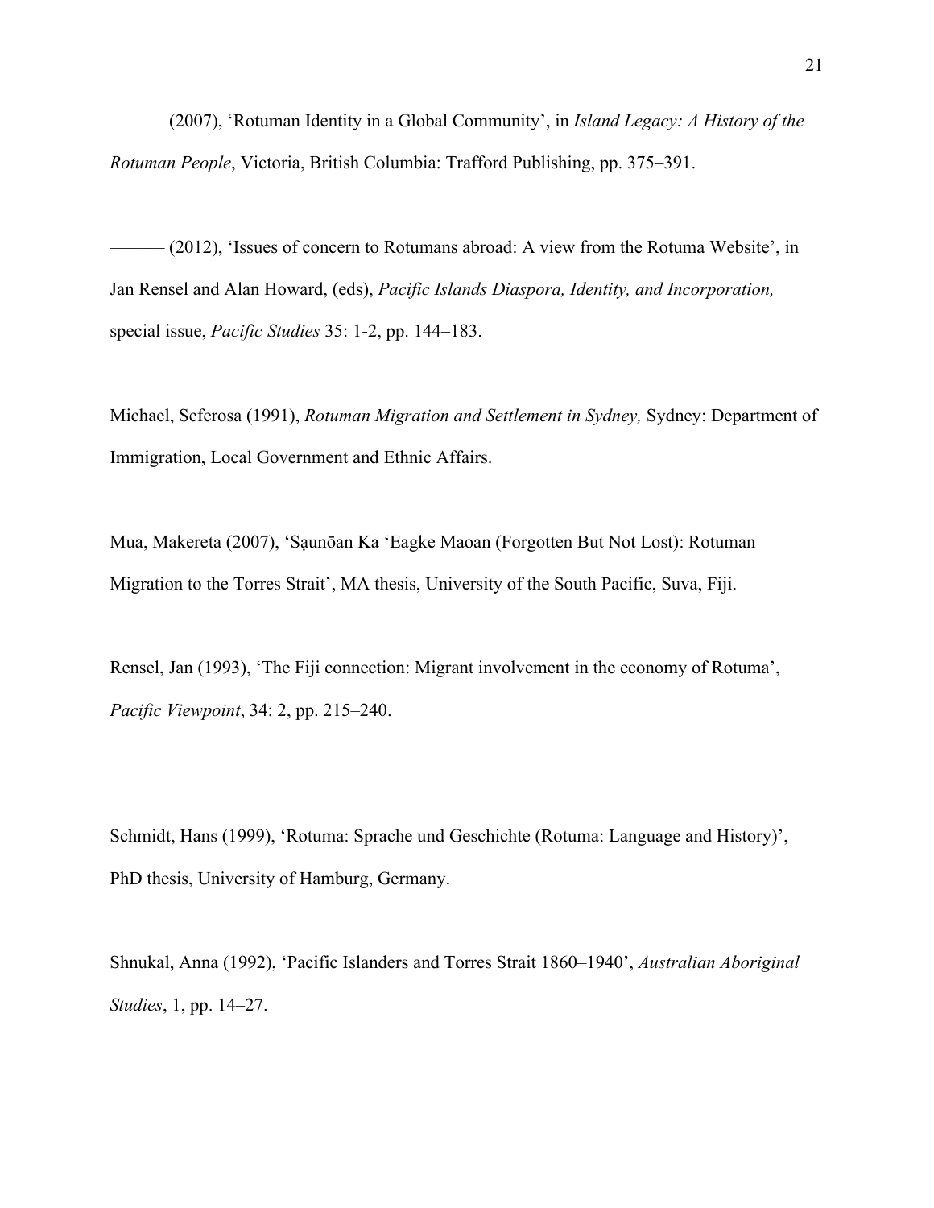——— (2007), 'Rotuman Identity in a Global Community', in *Island Legacy: A History of the Rotuman People*, Victoria, British Columbia: Trafford Publishing, pp. 375–391.

——— (2012), 'Issues of concern to Rotumans abroad: A view from the Rotuma Website', in Jan Rensel and Alan Howard, (eds), *Pacific Islands Diaspora, Identity, and Incorporation,* special issue, *Pacific Studies* 35: 1-2, pp. 144–183.

Michael, Seferosa (1991), *Rotuman Migration and Settlement in Sydney,* Sydney: Department of Immigration, Local Government and Ethnic Affairs.

Mua, Makereta (2007), 'Sạunōan Ka 'Eagke Maoan (Forgotten But Not Lost): Rotuman Migration to the Torres Strait', MA thesis, University of the South Pacific, Suva, Fiji.

Rensel, Jan (1993), 'The Fiji connection: Migrant involvement in the economy of Rotuma', *Pacific Viewpoint*, 34: 2, pp. 215–240.

Schmidt, Hans (1999), 'Rotuma: Sprache und Geschichte (Rotuma: Language and History)', PhD thesis, University of Hamburg, Germany.

Shnukal, Anna (1992), 'Pacific Islanders and Torres Strait 1860–1940', *Australian Aboriginal Studies*, 1, pp. 14–27.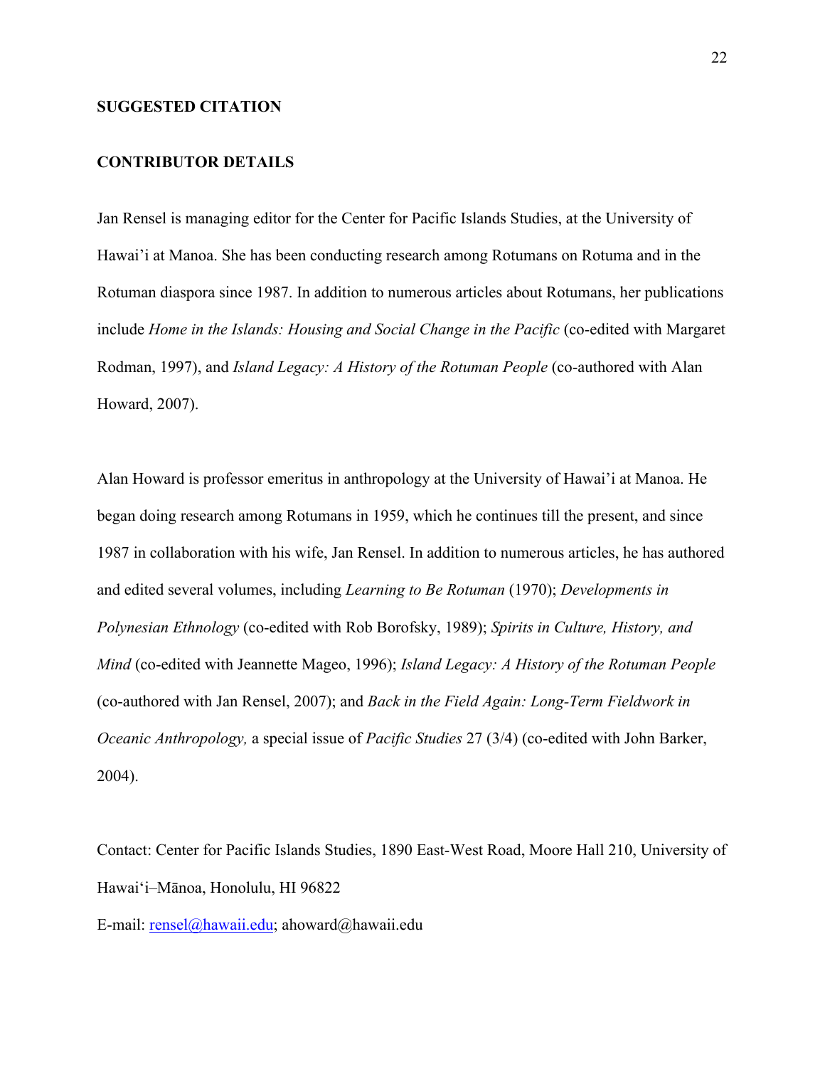**SUGGESTED CITATION**

**CONTRIBUTOR DETAILS**

Jan Rensel is managing editor for the Center for Pacific Islands Studies, at the University of Hawai'i at Manoa. She has been conducting research among Rotumans on Rotuma and in the Rotuman diaspora since 1987. In addition to numerous articles about Rotumans, her publications include *Home in the Islands: Housing and Social Change in the Pacific* (co-edited with Margaret Rodman, 1997), and *Island Legacy: A History of the Rotuman People* (co-authored with Alan Howard, 2007).

Alan Howard is professor emeritus in anthropology at the University of Hawai'i at Manoa. He began doing research among Rotumans in 1959, which he continues till the present, and since 1987 in collaboration with his wife, Jan Rensel. In addition to numerous articles, he has authored and edited several volumes, including *Learning to Be Rotuman* (1970); *Developments in Polynesian Ethnology* (co-edited with Rob Borofsky, 1989); *Spirits in Culture, History, and Mind* (co-edited with Jeannette Mageo, 1996); *Island Legacy: A History of the Rotuman People* (co-authored with Jan Rensel, 2007); and *Back in the Field Again: Long-Term Fieldwork in Oceanic Anthropology,* a special issue of *Pacific Studies* 27 (3/4) (co-edited with John Barker, 2004).

Contact: Center for Pacific Islands Studies, 1890 East-West Road, Moore Hall 210, University of Hawai'i–Mānoa, Honolulu, HI 96822

E-mail: rensel@hawaii.edu; ahoward@hawaii.edu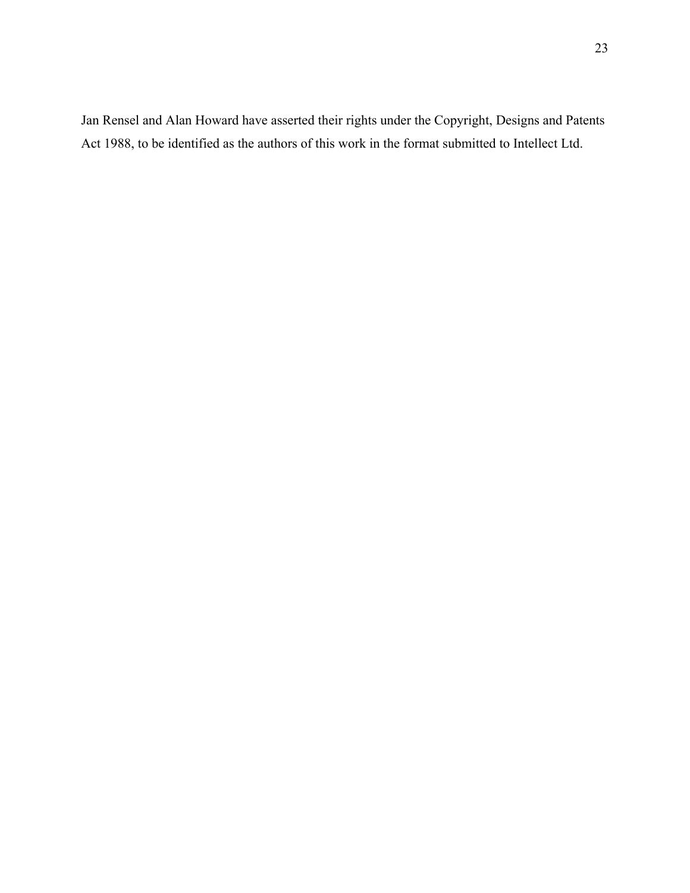Jan Rensel and Alan Howard have asserted their rights under the Copyright, Designs and Patents Act 1988, to be identified as the authors of this work in the format submitted to Intellect Ltd.